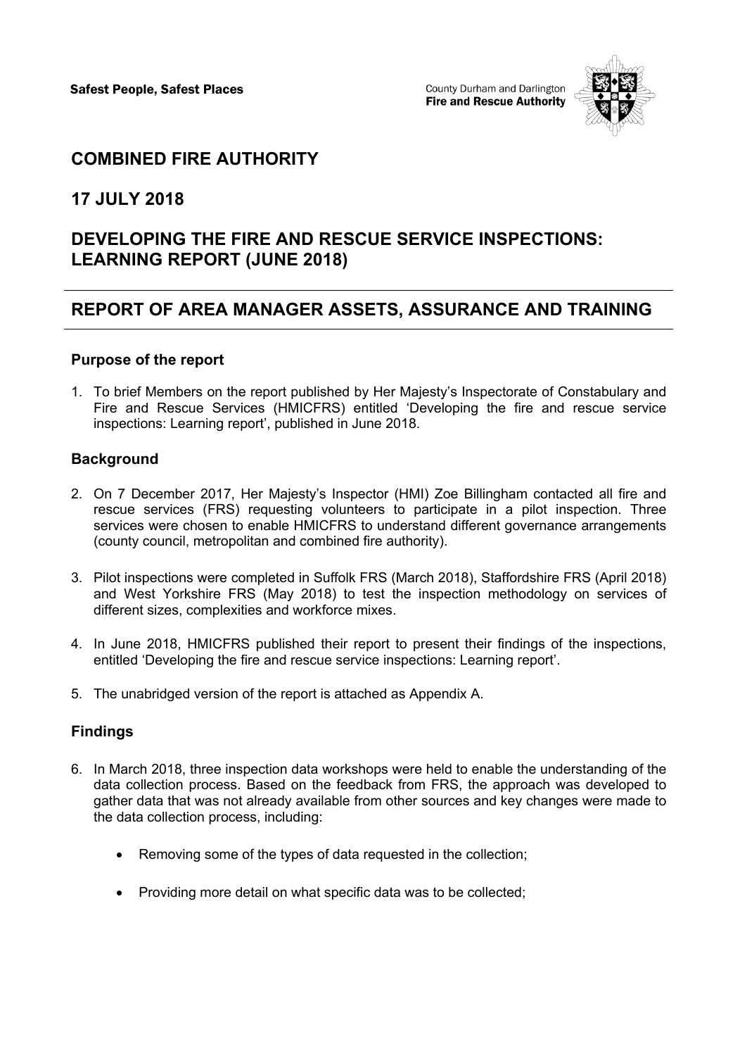Safest People, Safest Places

County Durham and Darlington
**Fire and Rescue Authority**

# COMBINED FIRE AUTHORITY

## 17 JULY 2018

## DEVELOPING THE FIRE AND RESCUE SERVICE INSPECTIONS: LEARNING REPORT (JUNE 2018)

## REPORT OF AREA MANAGER ASSETS, ASSURANCE AND TRAINING

### Purpose of the report

1. To brief Members on the report published by Her Majesty's Inspectorate of Constabulary and Fire and Rescue Services (HMICFRS) entitled 'Developing the fire and rescue service inspections: Learning report', published in June 2018.

### Background

2. On 7 December 2017, Her Majesty's Inspector (HMI) Zoe Billingham contacted all fire and rescue services (FRS) requesting volunteers to participate in a pilot inspection. Three services were chosen to enable HMICFRS to understand different governance arrangements (county council, metropolitan and combined fire authority).

3. Pilot inspections were completed in Suffolk FRS (March 2018), Staffordshire FRS (April 2018) and West Yorkshire FRS (May 2018) to test the inspection methodology on services of different sizes, complexities and workforce mixes.

4. In June 2018, HMICFRS published their report to present their findings of the inspections, entitled 'Developing the fire and rescue service inspections: Learning report'.

5. The unabridged version of the report is attached as Appendix A.

### Findings

6. In March 2018, three inspection data workshops were held to enable the understanding of the data collection process. Based on the feedback from FRS, the approach was developed to gather data that was not already available from other sources and key changes were made to the data collection process, including:

   - Removing some of the types of data requested in the collection;

   - Providing more detail on what specific data was to be collected;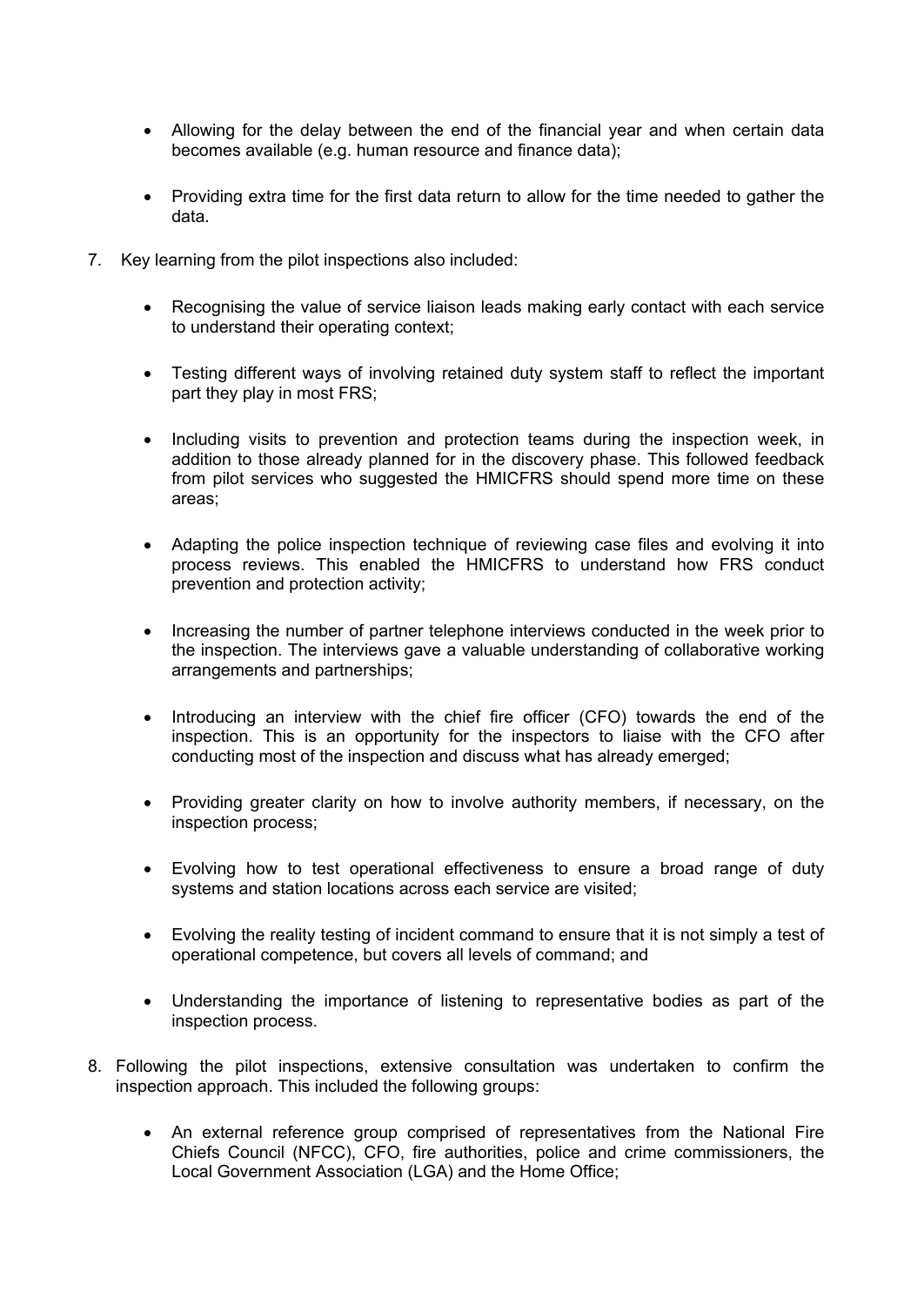- Allowing for the delay between the end of the financial year and when certain data becomes available (e.g. human resource and finance data);

- Providing extra time for the first data return to allow for the time needed to gather the data.

7. Key learning from the pilot inspections also included:

    - Recognising the value of service liaison leads making early contact with each service to understand their operating context;

    - Testing different ways of involving retained duty system staff to reflect the important part they play in most FRS;

    - Including visits to prevention and protection teams during the inspection week, in addition to those already planned for in the discovery phase. This followed feedback from pilot services who suggested the HMICFRS should spend more time on these areas;

    - Adapting the police inspection technique of reviewing case files and evolving it into process reviews. This enabled the HMICFRS to understand how FRS conduct prevention and protection activity;

    - Increasing the number of partner telephone interviews conducted in the week prior to the inspection. The interviews gave a valuable understanding of collaborative working arrangements and partnerships;

    - Introducing an interview with the chief fire officer (CFO) towards the end of the inspection. This is an opportunity for the inspectors to liaise with the CFO after conducting most of the inspection and discuss what has already emerged;

    - Providing greater clarity on how to involve authority members, if necessary, on the inspection process;

    - Evolving how to test operational effectiveness to ensure a broad range of duty systems and station locations across each service are visited;

    - Evolving the reality testing of incident command to ensure that it is not simply a test of operational competence, but covers all levels of command; and

    - Understanding the importance of listening to representative bodies as part of the inspection process.

8. Following the pilot inspections, extensive consultation was undertaken to confirm the inspection approach. This included the following groups:

    - An external reference group comprised of representatives from the National Fire Chiefs Council (NFCC), CFO, fire authorities, police and crime commissioners, the Local Government Association (LGA) and the Home Office;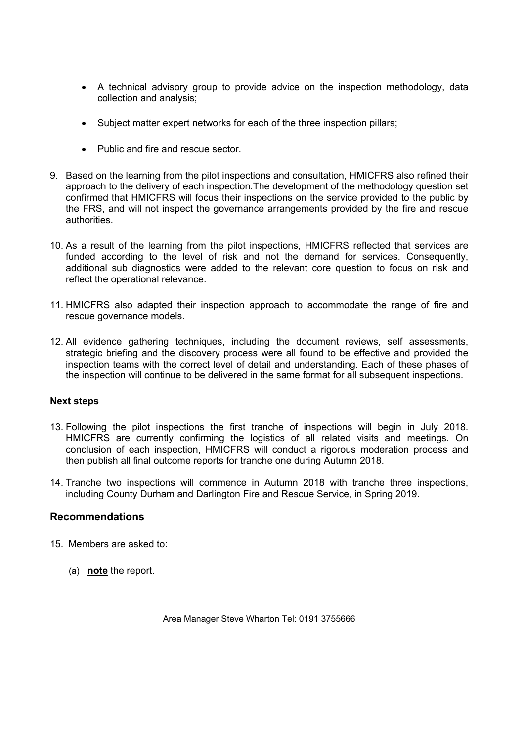- A technical advisory group to provide advice on the inspection methodology, data collection and analysis;
- Subject matter expert networks for each of the three inspection pillars;
- Public and fire and rescue sector.

9. Based on the learning from the pilot inspections and consultation, HMICFRS also refined their approach to the delivery of each inspection.The development of the methodology question set confirmed that HMICFRS will focus their inspections on the service provided to the public by the FRS, and will not inspect the governance arrangements provided by the fire and rescue authorities.

10. As a result of the learning from the pilot inspections, HMICFRS reflected that services are funded according to the level of risk and not the demand for services. Consequently, additional sub diagnostics were added to the relevant core question to focus on risk and reflect the operational relevance.

11. HMICFRS also adapted their inspection approach to accommodate the range of fire and rescue governance models.

12. All evidence gathering techniques, including the document reviews, self assessments, strategic briefing and the discovery process were all found to be effective and provided the inspection teams with the correct level of detail and understanding. Each of these phases of the inspection will continue to be delivered in the same format for all subsequent inspections.

**Next steps**

13. Following the pilot inspections the first tranche of inspections will begin in July 2018. HMICFRS are currently confirming the logistics of all related visits and meetings. On conclusion of each inspection, HMICFRS will conduct a rigorous moderation process and then publish all final outcome reports for tranche one during Autumn 2018.

14. Tranche two inspections will commence in Autumn 2018 with tranche three inspections, including County Durham and Darlington Fire and Rescue Service, in Spring 2019.

## Recommendations

15. Members are asked to:

    (a) **note** the report.

Area Manager Steve Wharton Tel: 0191 3755666